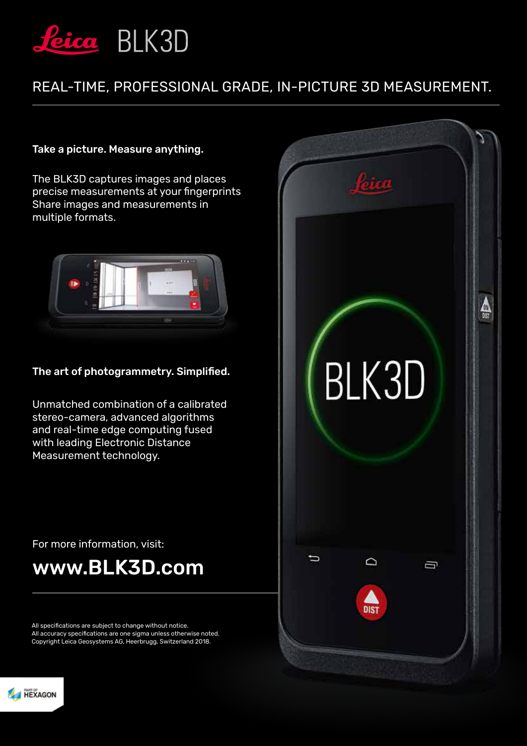# Leica BLK3D

## REAL-TIME, PROFESSIONAL GRADE, IN-PICTURE 3D MEASUREMENT.

**Take a picture. Measure anything.**

The BLK3D captures images and places precise measurements at your fingerprints Share images and measurements in multiple formats.

**The art of photogrammetry. Simplified.**

Unmatched combination of a calibrated stereo-camera, advanced algorithms and real-time edge computing fused with leading Electronic Distance Measurement technology.

For more information, visit:

**www.BLK3D.com**

All specifications are subject to change without notice.
All accuracy specifications are one sigma unless otherwise noted.
Copyright Leica Geosystems AG, Heerbrugg, Switzerland 2018.

PART OF HEXAGON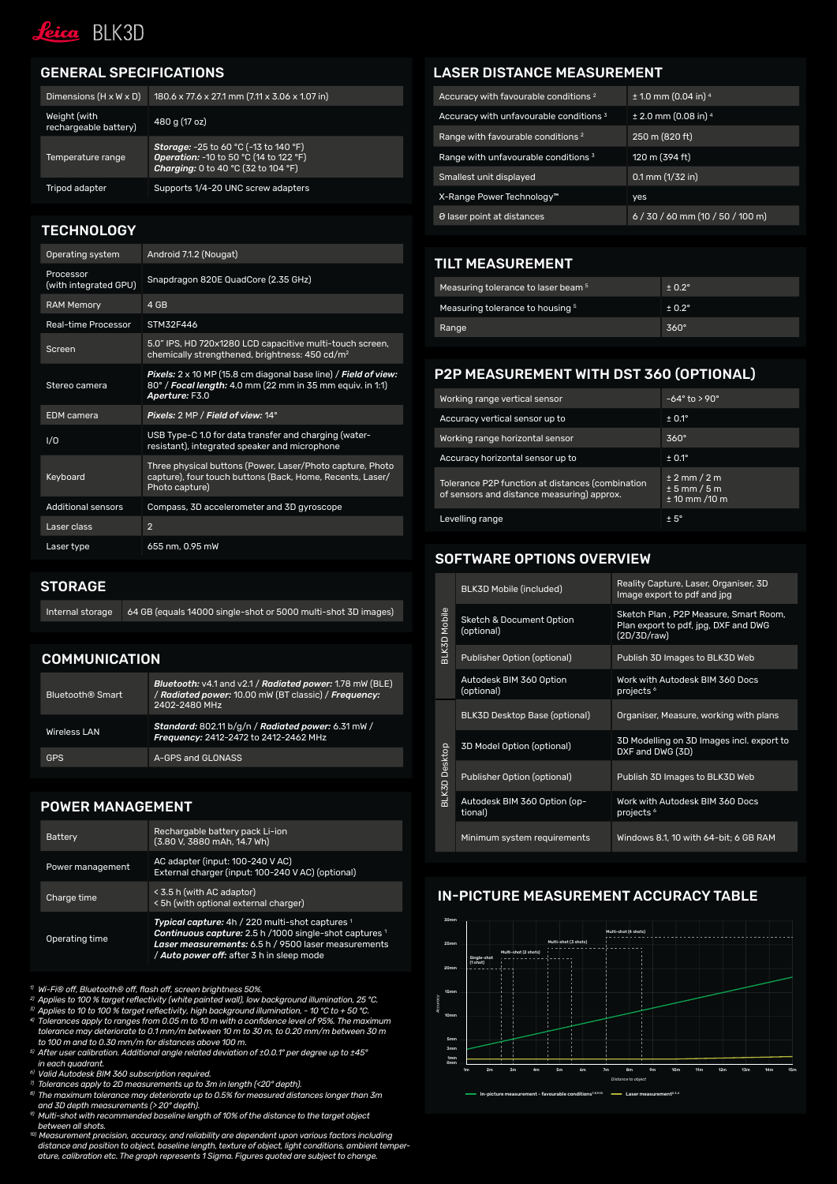# Leica BLK3D

## GENERAL SPECIFICATIONS

| | |
|---|---|
| Dimensions (H x W x D) | 180.6 x 77.6 x 27.1 mm (7.11 x 3.06 x 1.07 in) |
| Weight (with rechargeable battery) | 480 g (17 oz) |
| Temperature range | ***Storage:*** -25 to 60 °C (-13 to 140 °F) ***Operation:*** -10 to 50 °C (14 to 122 °F) ***Charging:*** 0 to 40 °C (32 to 104 °F) |
| Tripod adapter | Supports 1/4-20 UNC screw adapters |

## TECHNOLOGY

| | |
|---|---|
| Operating system | Android 7.1.2 (Nougat) |
| Processor (with integrated GPU) | Snapdragon 820E QuadCore (2.35 GHz) |
| RAM Memory | 4 GB |
| Real-time Processor | STM32F446 |
| Screen | 5.0" IPS, HD 720x1280 LCD capacitive multi-touch screen, chemically strengthened, brightness: 450 cd/m² |
| Stereo camera | ***Pixels:*** 2 x 10 MP (15.8 cm diagonal base line) / ***Field of view:*** 80° / ***Focal length:*** 4.0 mm (22 mm in 35 mm equiv. in 1:1) ***Aperture:*** F3.0 |
| EDM camera | ***Pixels:*** 2 MP / ***Field of view:*** 14° |
| I/O | USB Type-C 1.0 for data transfer and charging (water-resistant), integrated speaker and microphone |
| Keyboard | Three physical buttons (Power, Laser/Photo capture, Photo capture), four touch buttons (Back, Home, Recents, Laser/Photo capture) |
| Additional sensors | Compass, 3D accelerometer and 3D gyroscope |
| Laser class | 2 |
| Laser type | 655 nm, 0.95 mW |

## STORAGE

| | |
|---|---|
| Internal storage | 64 GB (equals 14000 single-shot or 5000 multi-shot 3D images) |

## COMMUNICATION

| | |
|---|---|
| Bluetooth® Smart | ***Bluetooth:*** v4.1 and v2.1 / ***Radiated power:*** 1.78 mW (BLE) / ***Radiated power:*** 10.00 mW (BT classic) / ***Frequency:*** 2402-2480 MHz |
| Wireless LAN | ***Standard:*** 802.11 b/g/n / ***Radiated power:*** 6.31 mW / ***Frequency:*** 2412-2472 to 2412-2462 MHz |
| GPS | A-GPS and GLONASS |

## POWER MANAGEMENT

| | |
|---|---|
| Battery | Rechargable battery pack Li-ion (3.80 V, 3880 mAh, 14.7 Wh) |
| Power management | AC adapter (input: 100-240 V AC) External charger (input: 100-240 V AC) (optional) |
| Charge time | < 3.5 h (with AC adaptor) < 5h (with optional external charger) |
| Operating time | ***Typical capture:*** 4h / 220 multi-shot captures [1] ***Continuous capture:*** 2.5 h /1000 single-shot captures [1] ***Laser measurements:*** 6.5 h / 9500 laser measurements / ***Auto power off:*** after 3 h in sleep mode |

## LASER DISTANCE MEASUREMENT

| | |
|---|---|
| Accuracy with favourable conditions [2] | ± 1.0 mm (0.04 in) [4] |
| Accuracy with unfavourable conditions [3] | ± 2.0 mm (0.08 in) [4] |
| Range with favourable conditions [2] | 250 m (820 ft) |
| Range with unfavourable conditions [3] | 120 m (394 ft) |
| Smallest unit displayed | 0.1 mm (1/32 in) |
| X-Range Power Technology™ | yes |
| ⌀ laser point at distances | 6 / 30 / 60 mm (10 / 50 / 100 m) |

## TILT MEASUREMENT

| | |
|---|---|
| Measuring tolerance to laser beam [5] | ± 0.2° |
| Measuring tolerance to housing [5] | ± 0.2° |
| Range | 360° |

## P2P MEASUREMENT WITH DST 360 (OPTIONAL)

| | |
|---|---|
| Working range vertical sensor | -64° to > 90° |
| Accuracy vertical sensor up to | ± 0.1° |
| Working range horizontal sensor | 360° |
| Accuracy horizontal sensor up to | ± 0.1° |
| Tolerance P2P function at distances (combination of sensors and distance measuring) approx. | ± 2 mm / 2 m ± 5 mm / 5 m ± 10 mm /10 m |
| Levelling range | ± 5° |

## SOFTWARE OPTIONS OVERVIEW

| | | |
|---|---|---|
| BLK3D Mobile | BLK3D Mobile (included) | Reality Capture, Laser, Organiser, 3D Image export to pdf and jpg |
| | Sketch & Document Option (optional) | Sketch Plan , P2P Measure, Smart Room, Plan export to pdf, jpg, DXF and DWG (2D/3D/raw) |
| | Publisher Option (optional) | Publish 3D Images to BLK3D Web |
| | Autodesk BIM 360 Option (optional) | Work with Autodesk BIM 360 Docs projects [6] |
| BLK3D Desktop | BLK3D Desktop Base (optional) | Organiser, Measure, working with plans |
| | 3D Model Option (optional) | 3D Modelling on 3D Images incl. export to DXF and DWG (3D) |
| | Publisher Option (optional) | Publish 3D Images to BLK3D Web |
| | Autodesk BIM 360 Option (optional) | Work with Autodesk BIM 360 Docs projects [6] |
| | Minimum system requirements | Windows 8.1, 10 with 64-bit; 6 GB RAM |

## IN-PICTURE MEASUREMENT ACCURACY TABLE

30mm
25mm
20mm
15mm
10mm
5mm
3mm
1mm
0mm

Accuracy

Single-shot (1 shot)
Multi-shot (2 shots)
Multi-shot (3 shots)
Multi-shot (4 shots)

1m 2m 3m 4m 5m 6m 7m 8m 9m 10m 11m 12m 13m 14m 15m

Distance to object

In-picture measurement - favourable conditions[7,8,9,10]
Laser measurement[2,3,4]

[1] Wi-Fi® off, Bluetooth® off, flash off, screen brightness 50%.
[2] Applies to 100 % target reflectivity (white painted wall), low background illumination, 25 °C.
[3] Applies to 10 to 100 % target reflectivity, high background illumination, - 10 °C to + 50 °C.
[4] Tolerances apply to ranges from 0.05 m to 10 m with a confidence level of 95%. The maximum tolerance may deteriorate to 0.1 mm/m between 10 m to 30 m, to 0.20 mm/m between 30 m to 100 m and to 0.30 mm/m for distances above 100 m.
[5] After user calibration. Additional angle related deviation of ±0.01° per degree up to ±45° in each quadrant.
[6] Valid Autodesk BIM 360 subscription required.
[7] Tolerances apply to 2D measurements up to 3m in length (<20° depth).
[8] The maximum tolerance may deteriorate up to 0.5% for measured distances longer than 3m and 3D depth measurements (> 20° depth).
[9] Multi-shot with recommended baseline length of 10% of the distance to the target object between all shots.
[10] Measurement precision, accuracy, and reliability are dependent upon various factors including distance and position to object, baseline length, texture of object, light conditions, ambient temperature, calibration etc. The graph represents 1 Sigma. Figures quoted are subject to change.